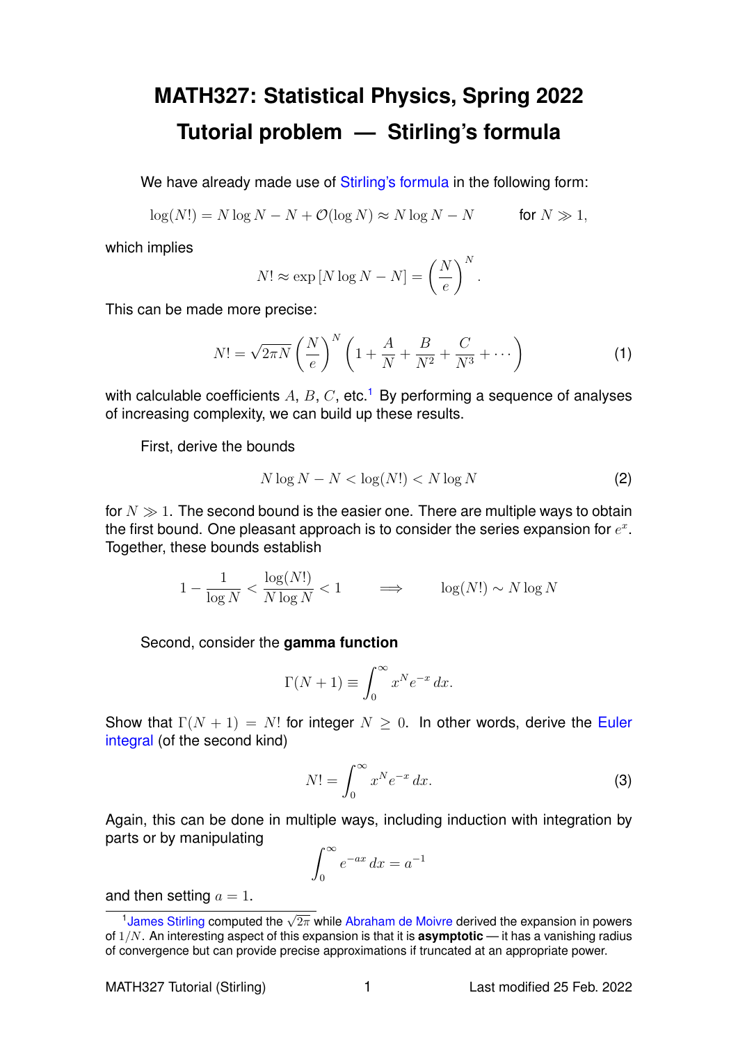# MATH327: Statistical Physics, Spring 2022

# Tutorial problem — Stirling's formula

We have already made use of Stirling's formula in the following form:

$$\log(N!) = N \log N - N + \mathcal{O}(\log N) \approx N \log N - N \qquad \text{for } N \gg 1,$$

which implies

$$N! \approx \exp\left[N \log N - N\right] = \left(\frac{N}{e}\right)^N.$$

This can be made more precise:

$$N! = \sqrt{2\pi N}\left(\frac{N}{e}\right)^N \left(1 + \frac{A}{N} + \frac{B}{N^2} + \frac{C}{N^3} + \cdots\right) \tag{1}$$

with calculable coefficients $A$, $B$, $C$, etc.[1] By performing a sequence of analyses of increasing complexity, we can build up these results.

First, derive the bounds

$$N \log N - N < \log(N!) < N \log N \tag{2}$$

for $N \gg 1$. The second bound is the easier one. There are multiple ways to obtain the first bound. One pleasant approach is to consider the series expansion for $e^x$. Together, these bounds establish

$$1 - \frac{1}{\log N} < \frac{\log(N!)}{N \log N} < 1 \qquad \Longrightarrow \qquad \log(N!) \sim N \log N$$

Second, consider the **gamma function**

$$\Gamma(N+1) \equiv \int_0^\infty x^N e^{-x}\, dx.$$

Show that $\Gamma(N+1) = N!$ for integer $N \geq 0$. In other words, derive the Euler integral (of the second kind)

$$N! = \int_0^\infty x^N e^{-x}\, dx. \tag{3}$$

Again, this can be done in multiple ways, including induction with integration by parts or by manipulating

$$\int_0^\infty e^{-ax}\, dx = a^{-1}$$

and then setting $a = 1$.

[1] James Stirling computed the $\sqrt{2\pi}$ while Abraham de Moivre derived the expansion in powers of $1/N$. An interesting aspect of this expansion is that it is **asymptotic** — it has a vanishing radius of convergence but can provide precise approximations if truncated at an appropriate power.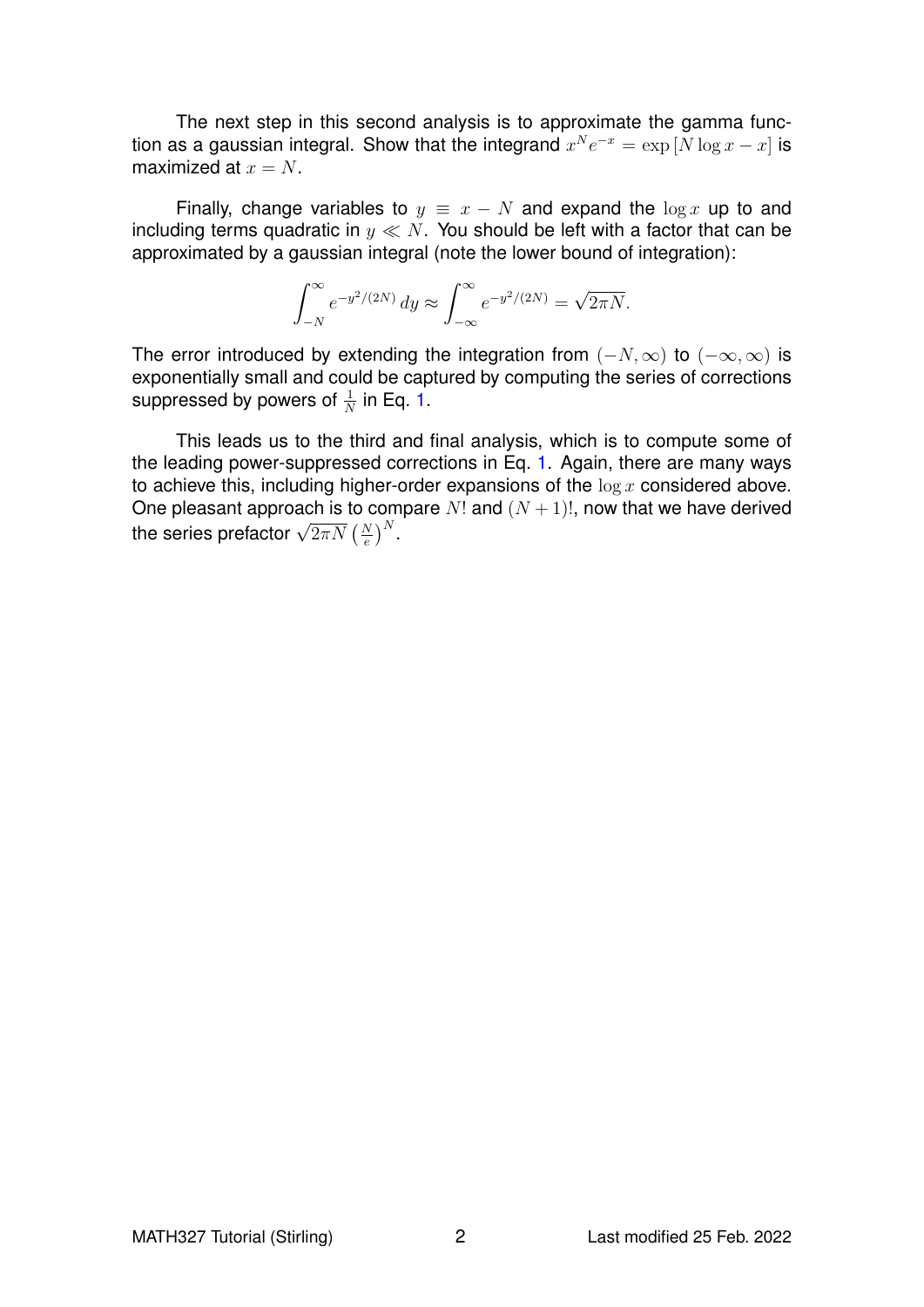The next step in this second analysis is to approximate the gamma function as a gaussian integral. Show that the integrand $x^N e^{-x} = \exp[N \log x - x]$ is maximized at $x = N$.

Finally, change variables to $y \equiv x - N$ and expand the $\log x$ up to and including terms quadratic in $y \ll N$. You should be left with a factor that can be approximated by a gaussian integral (note the lower bound of integration):

$$\int_{-N}^{\infty} e^{-y^2/(2N)}\, dy \approx \int_{-\infty}^{\infty} e^{-y^2/(2N)} = \sqrt{2\pi N}.$$

The error introduced by extending the integration from $(-N, \infty)$ to $(-\infty, \infty)$ is exponentially small and could be captured by computing the series of corrections suppressed by powers of $\frac{1}{N}$ in Eq. 1.

This leads us to the third and final analysis, which is to compute some of the leading power-suppressed corrections in Eq. 1. Again, there are many ways to achieve this, including higher-order expansions of the $\log x$ considered above. One pleasant approach is to compare $N!$ and $(N+1)!$, now that we have derived the series prefactor $\sqrt{2\pi N}\left(\frac{N}{e}\right)^N$.